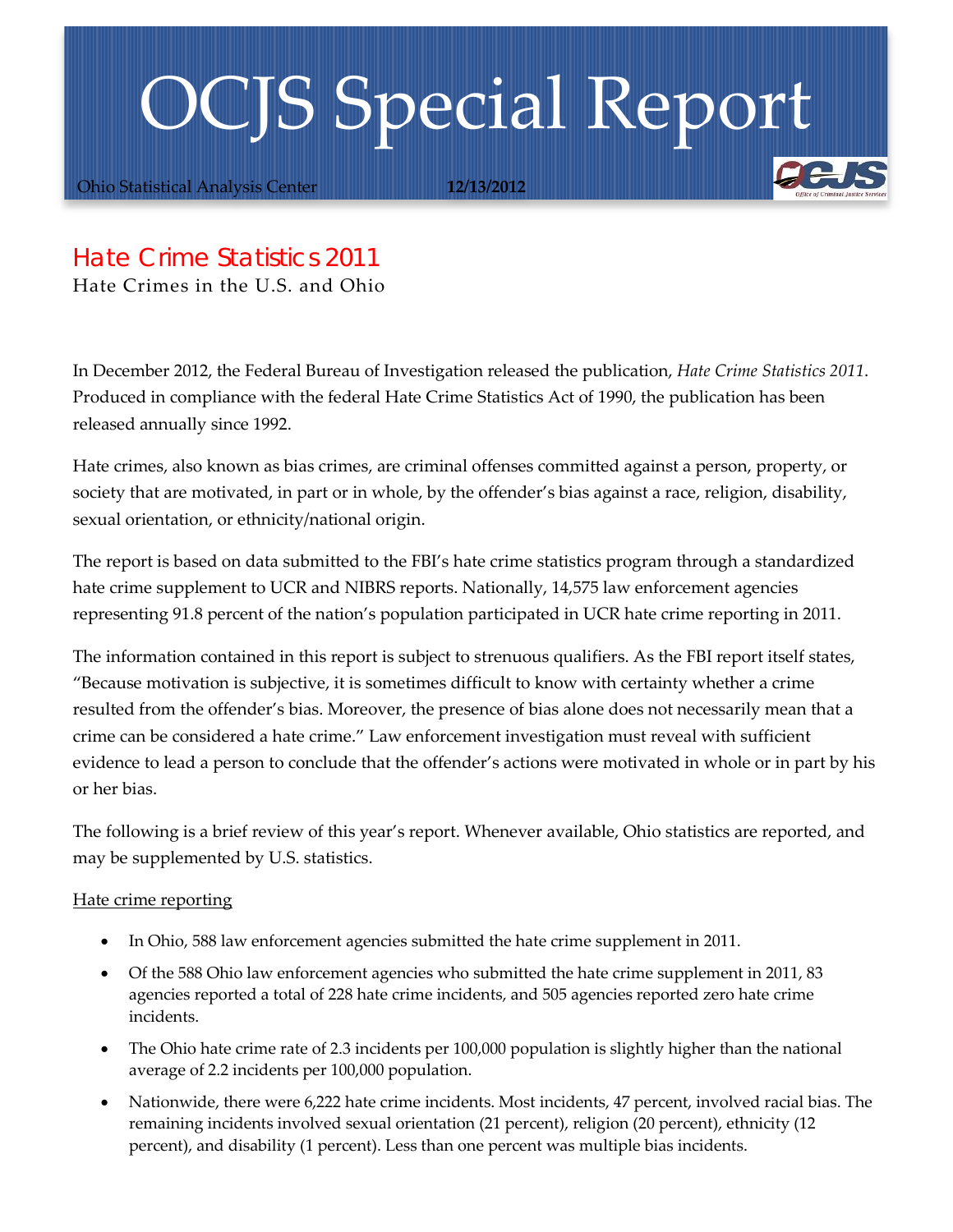# OCJS Special Report

Ohio Statistical Analysis Center **12/13/2012**

## Hate Crime Statistics 2011

Hate Crimes in the U.S. and Ohio

In December 2012, the Federal Bureau of Investigation released the publication, *Hate Crime Statistics 2011*. Produced in compliance with the federal Hate Crime Statistics Act of 1990, the publication has been released annually since 1992.

Hate crimes, also known as bias crimes, are criminal offenses committed against a person, property, or society that are motivated, in part or in whole, by the offender's bias against a race, religion, disability, sexual orientation, or ethnicity/national origin.

The report is based on data submitted to the FBI's hate crime statistics program through a standardized hate crime supplement to UCR and NIBRS reports. Nationally, 14,575 law enforcement agencies representing 91.8 percent of the nation's population participated in UCR hate crime reporting in 2011.

The information contained in this report is subject to strenuous qualifiers. As the FBI report itself states, "Because motivation is subjective, it is sometimes difficult to know with certainty whether a crime resulted from the offender's bias. Moreover, the presence of bias alone does not necessarily mean that a crime can be considered a hate crime." Law enforcement investigation must reveal with sufficient evidence to lead a person to conclude that the offender's actions were motivated in whole or in part by his or her bias.

The following is a brief review of this year's report. Whenever available, Ohio statistics are reported, and may be supplemented by U.S. statistics.

<u>Hate crime reporting</u>

- In Ohio, 588 law enforcement agencies submitted the hate crime supplement in 2011.
- Of the 588 Ohio law enforcement agencies who submitted the hate crime supplement in 2011, 83 agencies reported a total of 228 hate crime incidents, and 505 agencies reported zero hate crime incidents.
- The Ohio hate crime rate of 2.3 incidents per 100,000 population is slightly higher than the national average of 2.2 incidents per 100,000 population.
- Nationwide, there were 6,222 hate crime incidents. Most incidents, 47 percent, involved racial bias. The remaining incidents involved sexual orientation (21 percent), religion (20 percent), ethnicity (12 percent), and disability (1 percent). Less than one percent was multiple bias incidents.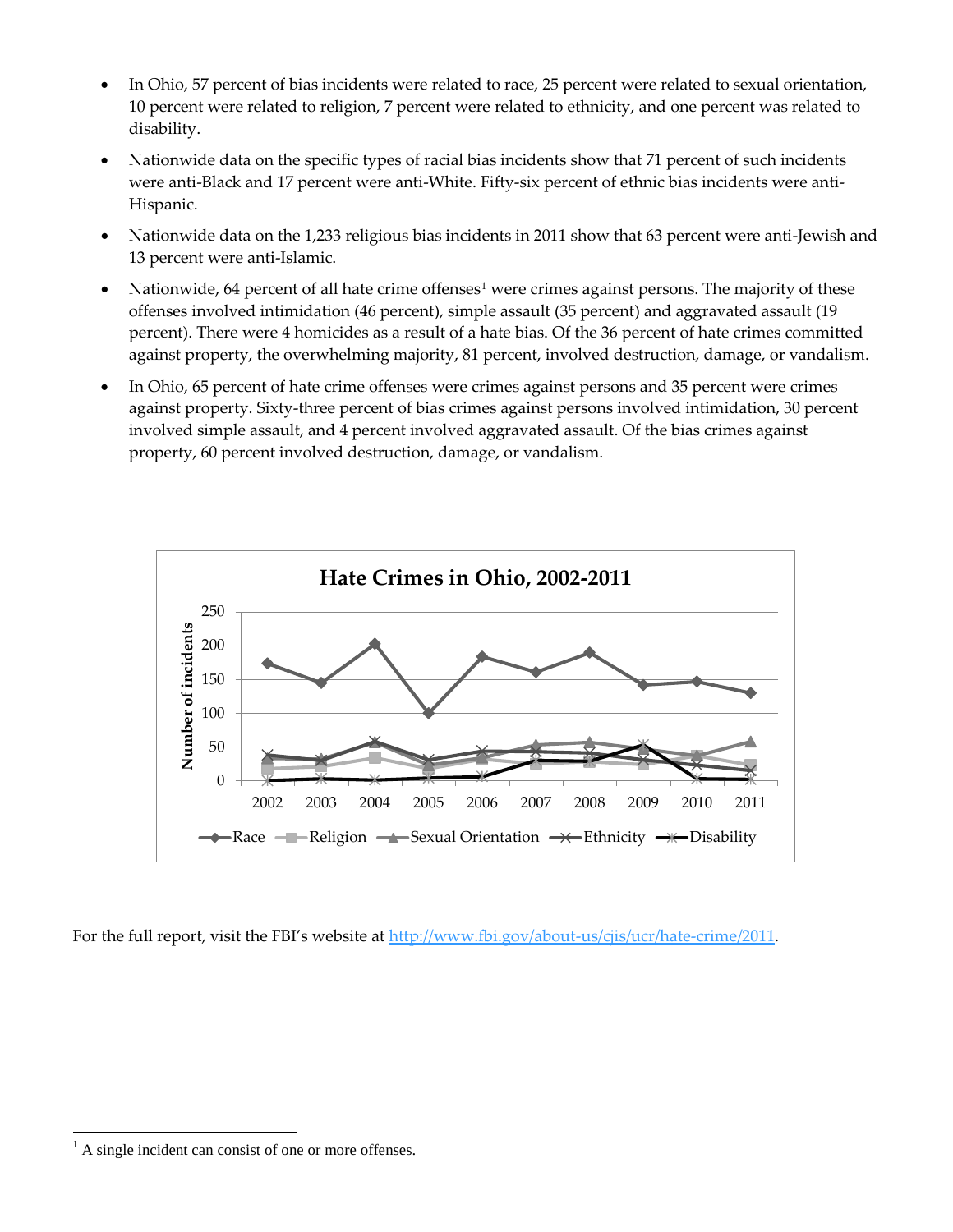- In Ohio, 57 percent of bias incidents were related to race, 25 percent were related to sexual orientation, 10 percent were related to religion, 7 percent were related to ethnicity, and one percent was related to disability.
- Nationwide data on the specific types of racial bias incidents show that 71 percent of such incidents were anti-Black and 17 percent were anti-White. Fifty-six percent of ethnic bias incidents were anti-Hispanic.
- Nationwide data on the 1,233 religious bias incidents in 2011 show that 63 percent were anti-Jewish and 13 percent were anti-Islamic.
- Nationwide, 64 percent of all hate crime offenses[1] were crimes against persons. The majority of these offenses involved intimidation (46 percent), simple assault (35 percent) and aggravated assault (19 percent). There were 4 homicides as a result of a hate bias. Of the 36 percent of hate crimes committed against property, the overwhelming majority, 81 percent, involved destruction, damage, or vandalism.
- In Ohio, 65 percent of hate crime offenses were crimes against persons and 35 percent were crimes against property. Sixty-three percent of bias crimes against persons involved intimidation, 30 percent involved simple assault, and 4 percent involved aggravated assault. Of the bias crimes against property, 60 percent involved destruction, damage, or vandalism.

**Hate Crimes in Ohio, 2002-2011**

Number of incidents

250
200
150
100
50
0

2002 2003 2004 2005 2006 2007 2008 2009 2010 2011

Race, Religion, Sexual Orientation, Ethnicity, Disability

For the full report, visit the FBI's website at [http://www.fbi.gov/about-us/cjis/ucr/hate-crime/2011](http://www.fbi.gov/about-us/cjis/ucr/hate-crime/2011).

[1] A single incident can consist of one or more offenses.